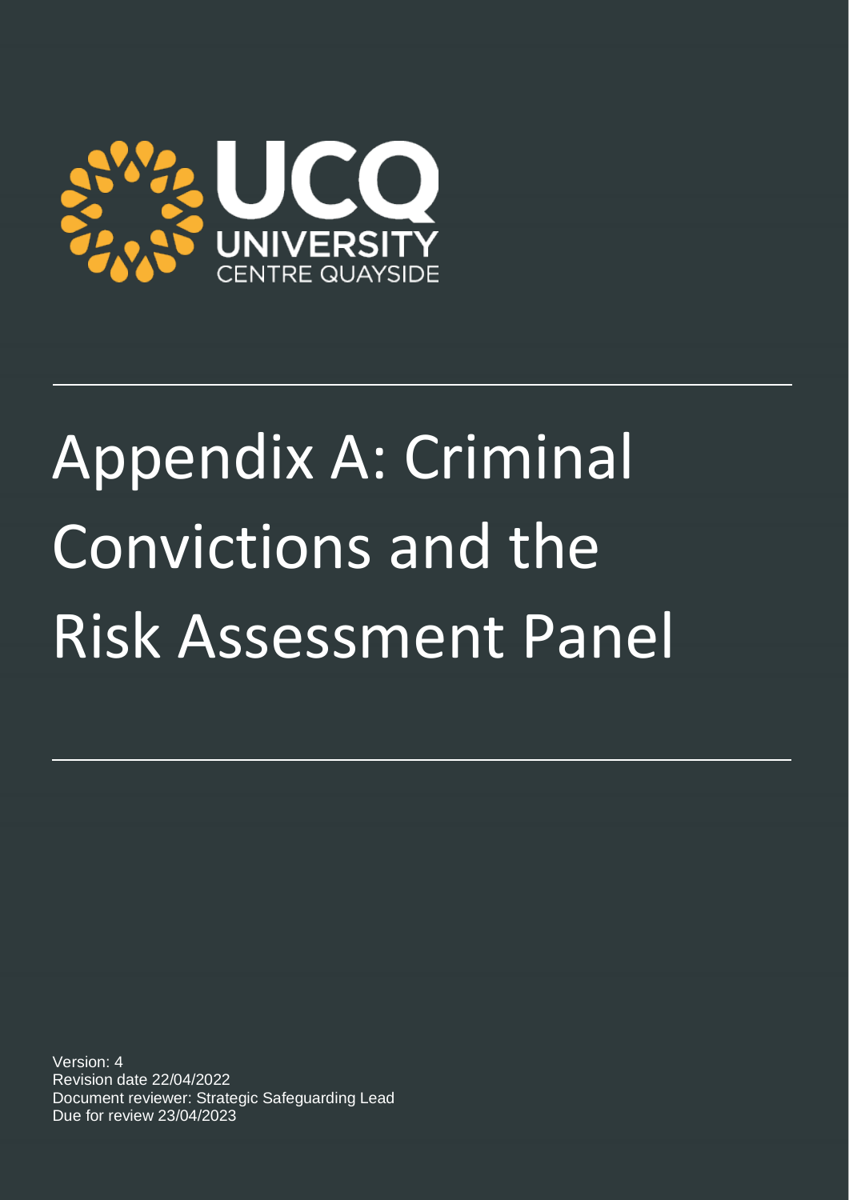UCQ
UNIVERSITY
CENTRE QUAYSIDE

# Appendix A: Criminal Convictions and the Risk Assessment Panel

Version: 4
Revision date 22/04/2022
Document reviewer: Strategic Safeguarding Lead
Due for review 23/04/2023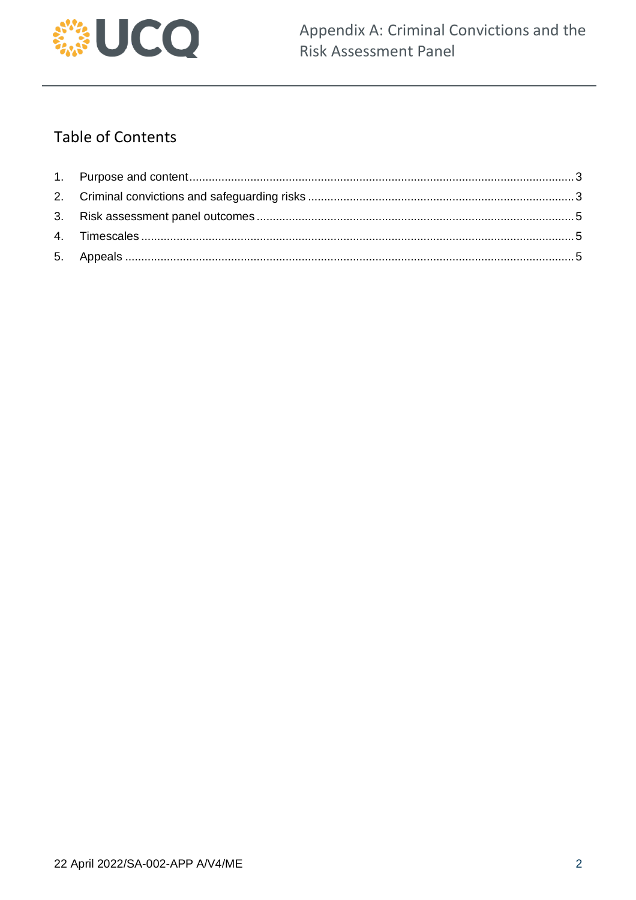## Table of Contents

1. Purpose and content ..... 3
2. Criminal convictions and safeguarding risks ..... 3
3. Risk assessment panel outcomes ..... 5
4. Timescales ..... 5
5. Appeals ..... 5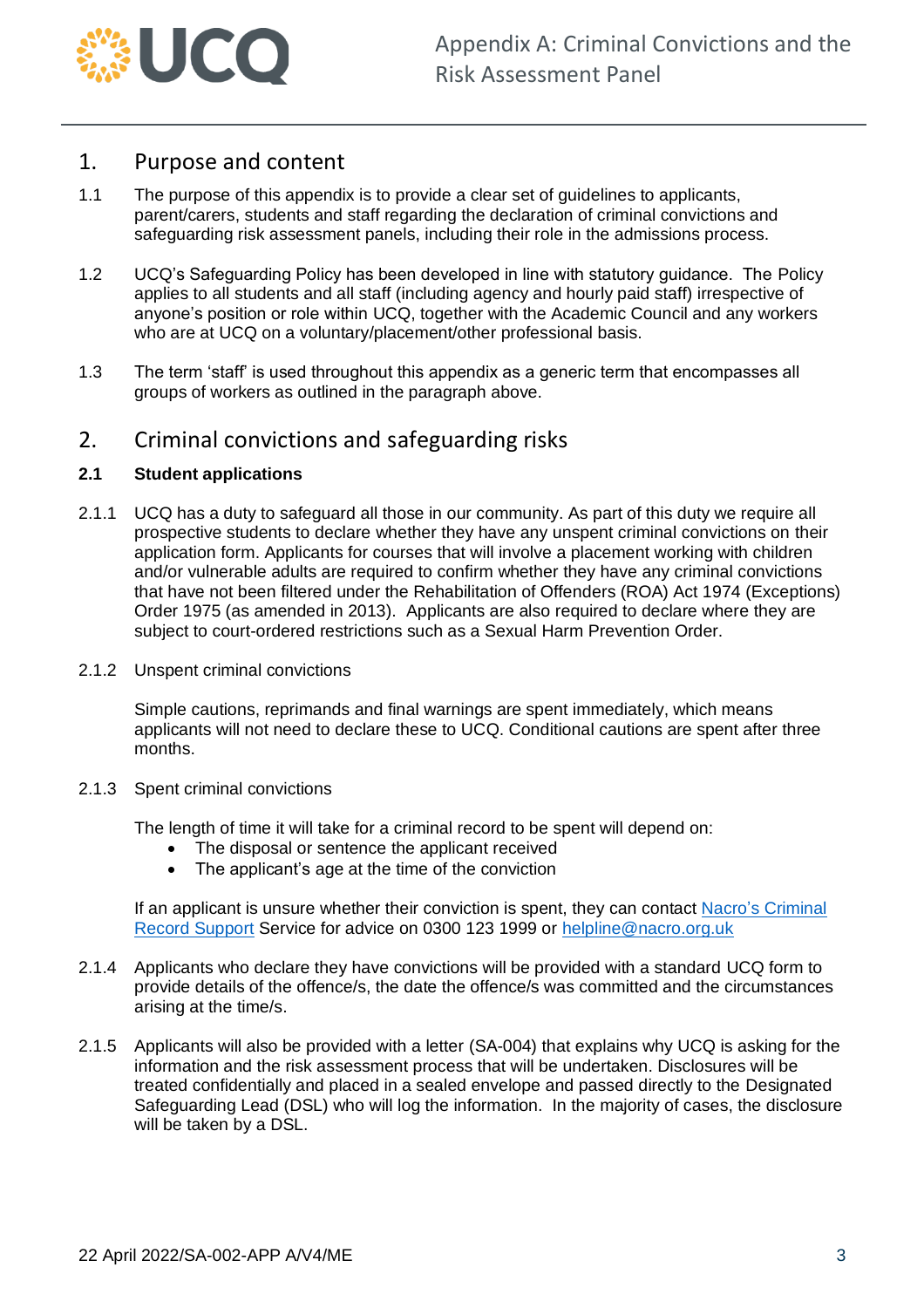# Appendix A: Criminal Convictions and the Risk Assessment Panel

## 1. Purpose and content

1.1 The purpose of this appendix is to provide a clear set of guidelines to applicants, parent/carers, students and staff regarding the declaration of criminal convictions and safeguarding risk assessment panels, including their role in the admissions process.

1.2 UCQ's Safeguarding Policy has been developed in line with statutory guidance. The Policy applies to all students and all staff (including agency and hourly paid staff) irrespective of anyone's position or role within UCQ, together with the Academic Council and any workers who are at UCQ on a voluntary/placement/other professional basis.

1.3 The term 'staff' is used throughout this appendix as a generic term that encompasses all groups of workers as outlined in the paragraph above.

## 2. Criminal convictions and safeguarding risks

### 2.1 Student applications

2.1.1 UCQ has a duty to safeguard all those in our community. As part of this duty we require all prospective students to declare whether they have any unspent criminal convictions on their application form. Applicants for courses that will involve a placement working with children and/or vulnerable adults are required to confirm whether they have any criminal convictions that have not been filtered under the Rehabilitation of Offenders (ROA) Act 1974 (Exceptions) Order 1975 (as amended in 2013). Applicants are also required to declare where they are subject to court-ordered restrictions such as a Sexual Harm Prevention Order.

2.1.2 Unspent criminal convictions

Simple cautions, reprimands and final warnings are spent immediately, which means applicants will not need to declare these to UCQ. Conditional cautions are spent after three months.

2.1.3 Spent criminal convictions

The length of time it will take for a criminal record to be spent will depend on:

- The disposal or sentence the applicant received
- The applicant's age at the time of the conviction

If an applicant is unsure whether their conviction is spent, they can contact [Nacro's Criminal Record Support]() Service for advice on 0300 123 1999 or [helpline@nacro.org.uk](mailto:helpline@nacro.org.uk)

2.1.4 Applicants who declare they have convictions will be provided with a standard UCQ form to provide details of the offence/s, the date the offence/s was committed and the circumstances arising at the time/s.

2.1.5 Applicants will also be provided with a letter (SA-004) that explains why UCQ is asking for the information and the risk assessment process that will be undertaken. Disclosures will be treated confidentially and placed in a sealed envelope and passed directly to the Designated Safeguarding Lead (DSL) who will log the information. In the majority of cases, the disclosure will be taken by a DSL.

22 April 2022/SA-002-APP A/V4/ME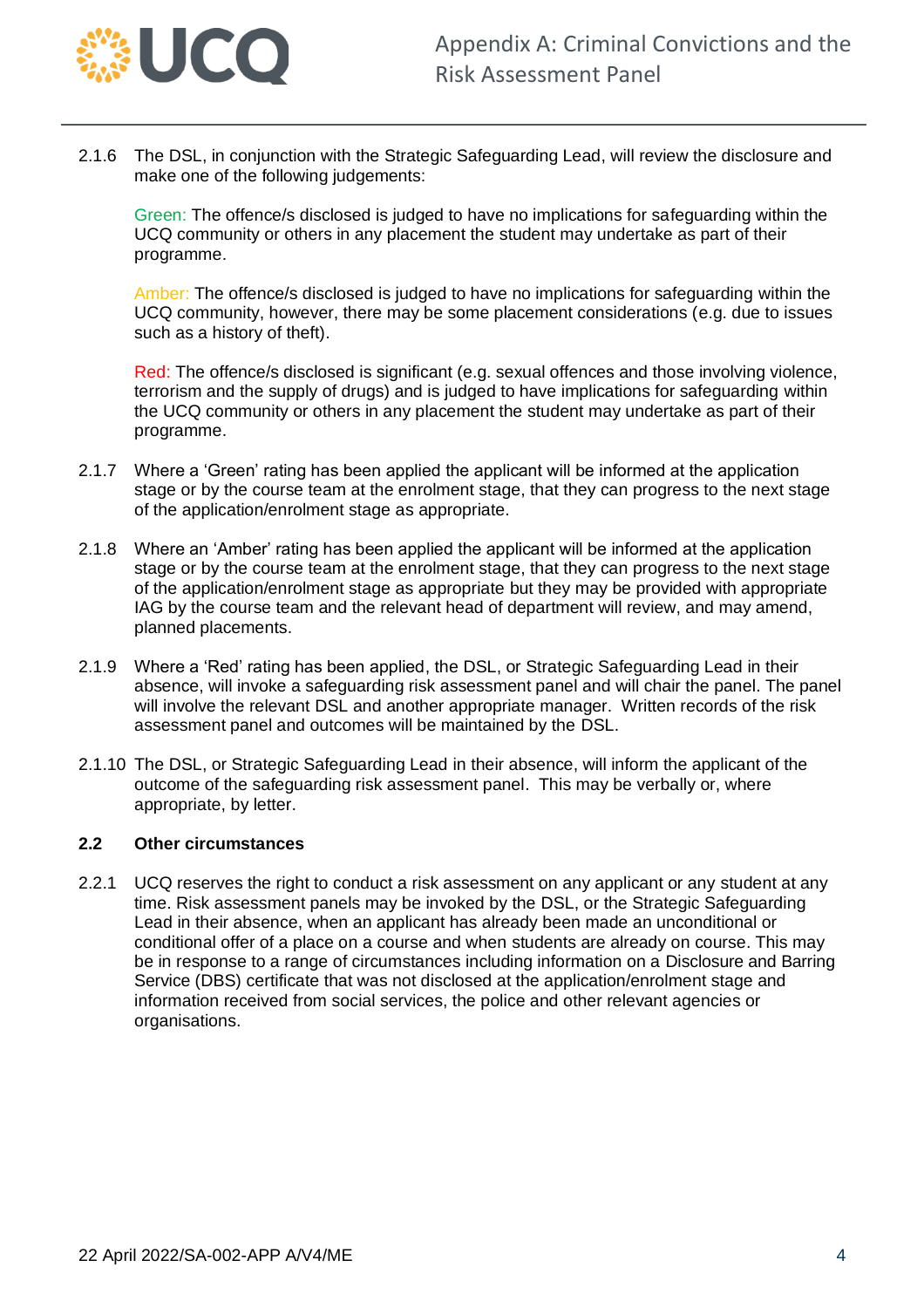2.1.6 The DSL, in conjunction with the Strategic Safeguarding Lead, will review the disclosure and make one of the following judgements:

Green: The offence/s disclosed is judged to have no implications for safeguarding within the UCQ community or others in any placement the student may undertake as part of their programme.

Amber: The offence/s disclosed is judged to have no implications for safeguarding within the UCQ community, however, there may be some placement considerations (e.g. due to issues such as a history of theft).

Red: The offence/s disclosed is significant (e.g. sexual offences and those involving violence, terrorism and the supply of drugs) and is judged to have implications for safeguarding within the UCQ community or others in any placement the student may undertake as part of their programme.

2.1.7 Where a 'Green' rating has been applied the applicant will be informed at the application stage or by the course team at the enrolment stage, that they can progress to the next stage of the application/enrolment stage as appropriate.

2.1.8 Where an 'Amber' rating has been applied the applicant will be informed at the application stage or by the course team at the enrolment stage, that they can progress to the next stage of the application/enrolment stage as appropriate but they may be provided with appropriate IAG by the course team and the relevant head of department will review, and may amend, planned placements.

2.1.9 Where a 'Red' rating has been applied, the DSL, or Strategic Safeguarding Lead in their absence, will invoke a safeguarding risk assessment panel and will chair the panel. The panel will involve the relevant DSL and another appropriate manager. Written records of the risk assessment panel and outcomes will be maintained by the DSL.

2.1.10 The DSL, or Strategic Safeguarding Lead in their absence, will inform the applicant of the outcome of the safeguarding risk assessment panel. This may be verbally or, where appropriate, by letter.

### 2.2 Other circumstances

2.2.1 UCQ reserves the right to conduct a risk assessment on any applicant or any student at any time. Risk assessment panels may be invoked by the DSL, or the Strategic Safeguarding Lead in their absence, when an applicant has already been made an unconditional or conditional offer of a place on a course and when students are already on course. This may be in response to a range of circumstances including information on a Disclosure and Barring Service (DBS) certificate that was not disclosed at the application/enrolment stage and information received from social services, the police and other relevant agencies or organisations.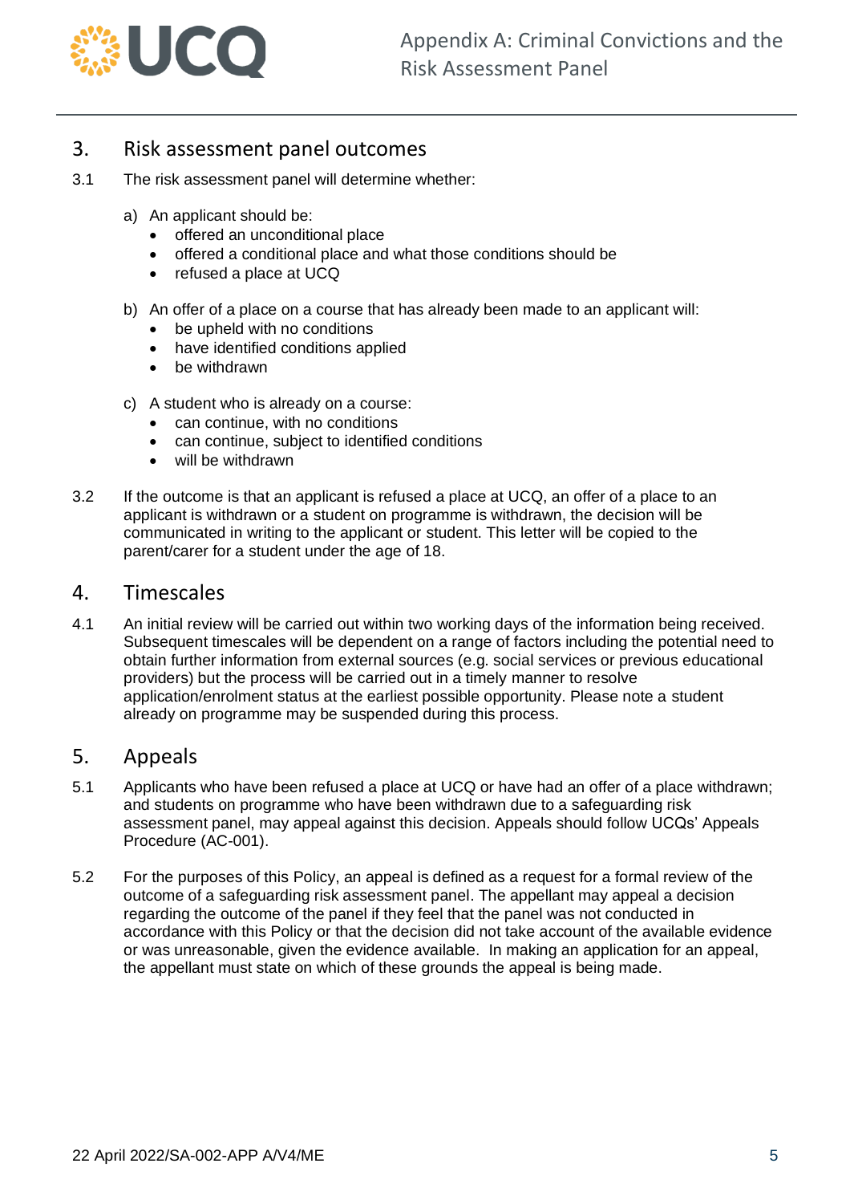## 3. Risk assessment panel outcomes

3.1 The risk assessment panel will determine whether:

a) An applicant should be:
   - offered an unconditional place
   - offered a conditional place and what those conditions should be
   - refused a place at UCQ

b) An offer of a place on a course that has already been made to an applicant will:
   - be upheld with no conditions
   - have identified conditions applied
   - be withdrawn

c) A student who is already on a course:
   - can continue, with no conditions
   - can continue, subject to identified conditions
   - will be withdrawn

3.2 If the outcome is that an applicant is refused a place at UCQ, an offer of a place to an applicant is withdrawn or a student on programme is withdrawn, the decision will be communicated in writing to the applicant or student. This letter will be copied to the parent/carer for a student under the age of 18.

## 4. Timescales

4.1 An initial review will be carried out within two working days of the information being received. Subsequent timescales will be dependent on a range of factors including the potential need to obtain further information from external sources (e.g. social services or previous educational providers) but the process will be carried out in a timely manner to resolve application/enrolment status at the earliest possible opportunity. Please note a student already on programme may be suspended during this process.

## 5. Appeals

5.1 Applicants who have been refused a place at UCQ or have had an offer of a place withdrawn; and students on programme who have been withdrawn due to a safeguarding risk assessment panel, may appeal against this decision. Appeals should follow UCQs' Appeals Procedure (AC-001).

5.2 For the purposes of this Policy, an appeal is defined as a request for a formal review of the outcome of a safeguarding risk assessment panel. The appellant may appeal a decision regarding the outcome of the panel if they feel that the panel was not conducted in accordance with this Policy or that the decision did not take account of the available evidence or was unreasonable, given the evidence available. In making an application for an appeal, the appellant must state on which of these grounds the appeal is being made.